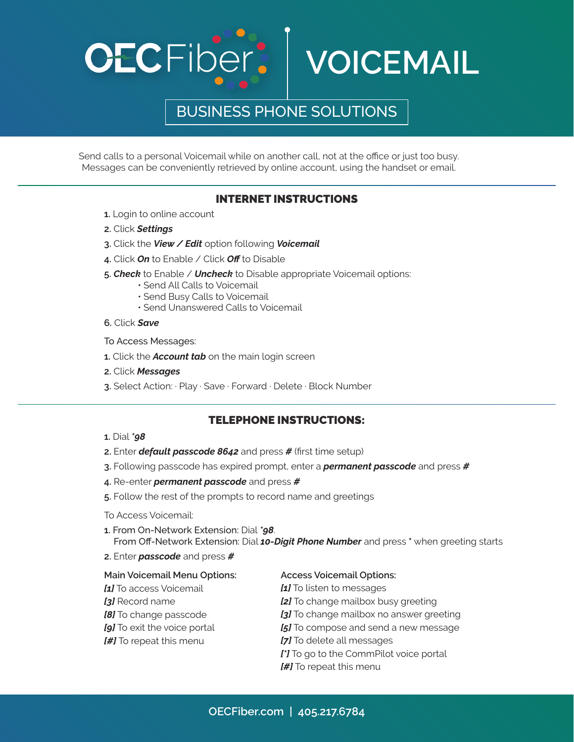# OECFiber | VOICEMAIL

## BUSINESS PHONE SOLUTIONS

Send calls to a personal Voicemail while on another call, not at the office or just too busy. Messages can be conveniently retrieved by online account, using the handset or email.

## INTERNET INSTRUCTIONS

1. Login to online account
2. Click ***Settings***
3. Click the ***View / Edit*** option following ***Voicemail***
4. Click ***On*** to Enable / Click ***Off*** to Disable
5. ***Check*** to Enable / ***Uncheck*** to Disable appropriate Voicemail options:
   - Send All Calls to Voicemail
   - Send Busy Calls to Voicemail
   - Send Unanswered Calls to Voicemail
6. Click ***Save***

To Access Messages:

1. Click the ***Account tab*** on the main login screen
2. Click ***Messages***
3. Select Action: · Play · Save · Forward · Delete · Block Number

## TELEPHONE INSTRUCTIONS:

1. Dial ***98***
2. Enter ***default passcode 8642*** and press ***#*** (first time setup)
3. Following passcode has expired prompt, enter a ***permanent passcode*** and press ***#***
4. Re-enter ***permanent passcode*** and press ***#***
5. Follow the rest of the prompts to record name and greetings

To Access Voicemail:

1. From On-Network Extension: Dial ***98***.
   From Off-Network Extension: Dial ***10-Digit Phone Number*** and press * when greeting starts
2. Enter ***passcode*** and press ***#***

Main Voicemail Menu Options:
***[1]*** To access Voicemail
***[3]*** Record name
***[8]*** To change passcode
***[9]*** To exit the voice portal
***[#]*** To repeat this menu

Access Voicemail Options:
***[1]*** To listen to messages
***[2]*** To change mailbox busy greeting
***[3]*** To change mailbox no answer greeting
***[5]*** To compose and send a new message
***[7]*** To delete all messages
***[*]*** To go to the CommPilot voice portal
***[#]*** To repeat this menu

OECFiber.com | 405.217.6784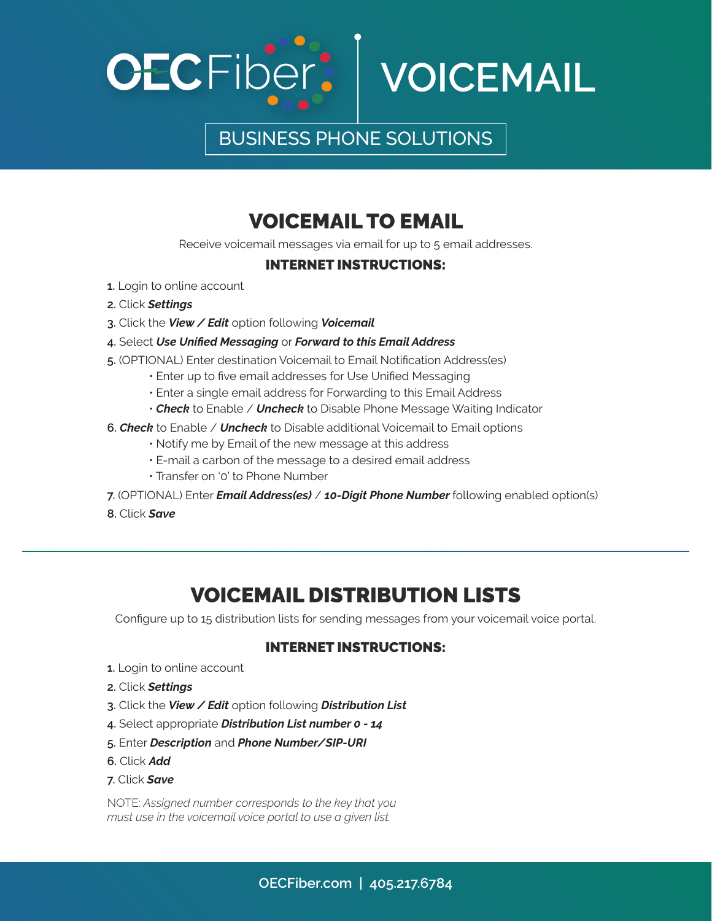# OECFiber VOICEMAIL

BUSINESS PHONE SOLUTIONS

## VOICEMAIL TO EMAIL

Receive voicemail messages via email for up to 5 email addresses.

### INTERNET INSTRUCTIONS:

1. Login to online account
2. Click ***Settings***
3. Click the ***View / Edit*** option following ***Voicemail***
4. Select ***Use Unified Messaging*** or ***Forward to this Email Address***
5. (OPTIONAL) Enter destination Voicemail to Email Notification Address(es)
   - Enter up to five email addresses for Use Unified Messaging
   - Enter a single email address for Forwarding to this Email Address
   - ***Check*** to Enable / ***Uncheck*** to Disable Phone Message Waiting Indicator
6. ***Check*** to Enable / ***Uncheck*** to Disable additional Voicemail to Email options
   - Notify me by Email of the new message at this address
   - E-mail a carbon of the message to a desired email address
   - Transfer on '0' to Phone Number
7. (OPTIONAL) Enter ***Email Address(es)*** / ***10-Digit Phone Number*** following enabled option(s)
8. Click ***Save***

---

## VOICEMAIL DISTRIBUTION LISTS

Configure up to 15 distribution lists for sending messages from your voicemail voice portal.

### INTERNET INSTRUCTIONS:

1. Login to online account
2. Click ***Settings***
3. Click the ***View / Edit*** option following ***Distribution List***
4. Select appropriate ***Distribution List number 0 - 14***
5. Enter ***Description*** and ***Phone Number/SIP-URI***
6. Click ***Add***
7. Click ***Save***

NOTE: *Assigned number corresponds to the key that you must use in the voicemail voice portal to use a given list.*

OECFiber.com | 405.217.6784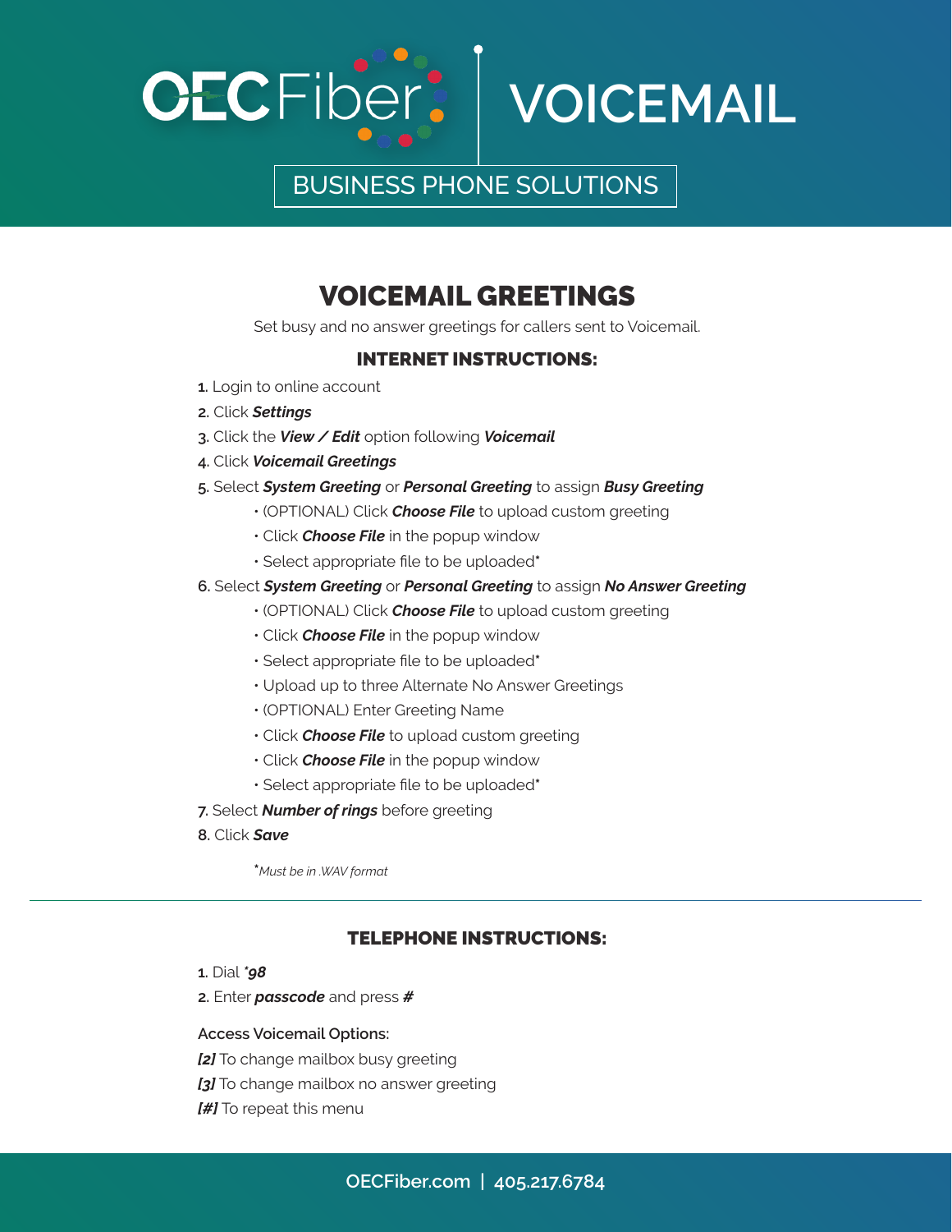# OECFiber VOICEMAIL

BUSINESS PHONE SOLUTIONS

## VOICEMAIL GREETINGS

Set busy and no answer greetings for callers sent to Voicemail.

### INTERNET INSTRUCTIONS:

1. Login to online account
2. Click ***Settings***
3. Click the ***View / Edit*** option following ***Voicemail***
4. Click ***Voicemail Greetings***
5. Select ***System Greeting*** or ***Personal Greeting*** to assign ***Busy Greeting***
   - (OPTIONAL) Click ***Choose File*** to upload custom greeting
   - Click ***Choose File*** in the popup window
   - Select appropriate file to be uploaded*
6. Select ***System Greeting*** or ***Personal Greeting*** to assign ***No Answer Greeting***
   - (OPTIONAL) Click ***Choose File*** to upload custom greeting
   - Click ***Choose File*** in the popup window
   - Select appropriate file to be uploaded*
   - Upload up to three Alternate No Answer Greetings
   - (OPTIONAL) Enter Greeting Name
   - Click ***Choose File*** to upload custom greeting
   - Click ***Choose File*** in the popup window
   - Select appropriate file to be uploaded*
7. Select ***Number of rings*** before greeting
8. Click ***Save***

*\*Must be in .WAV format*

---

### TELEPHONE INSTRUCTIONS:

1. Dial ***98***
2. Enter ***passcode*** and press ***#***

Access Voicemail Options:

***[2]*** To change mailbox busy greeting

***[3]*** To change mailbox no answer greeting

***[#]*** To repeat this menu

OECFiber.com | 405.217.6784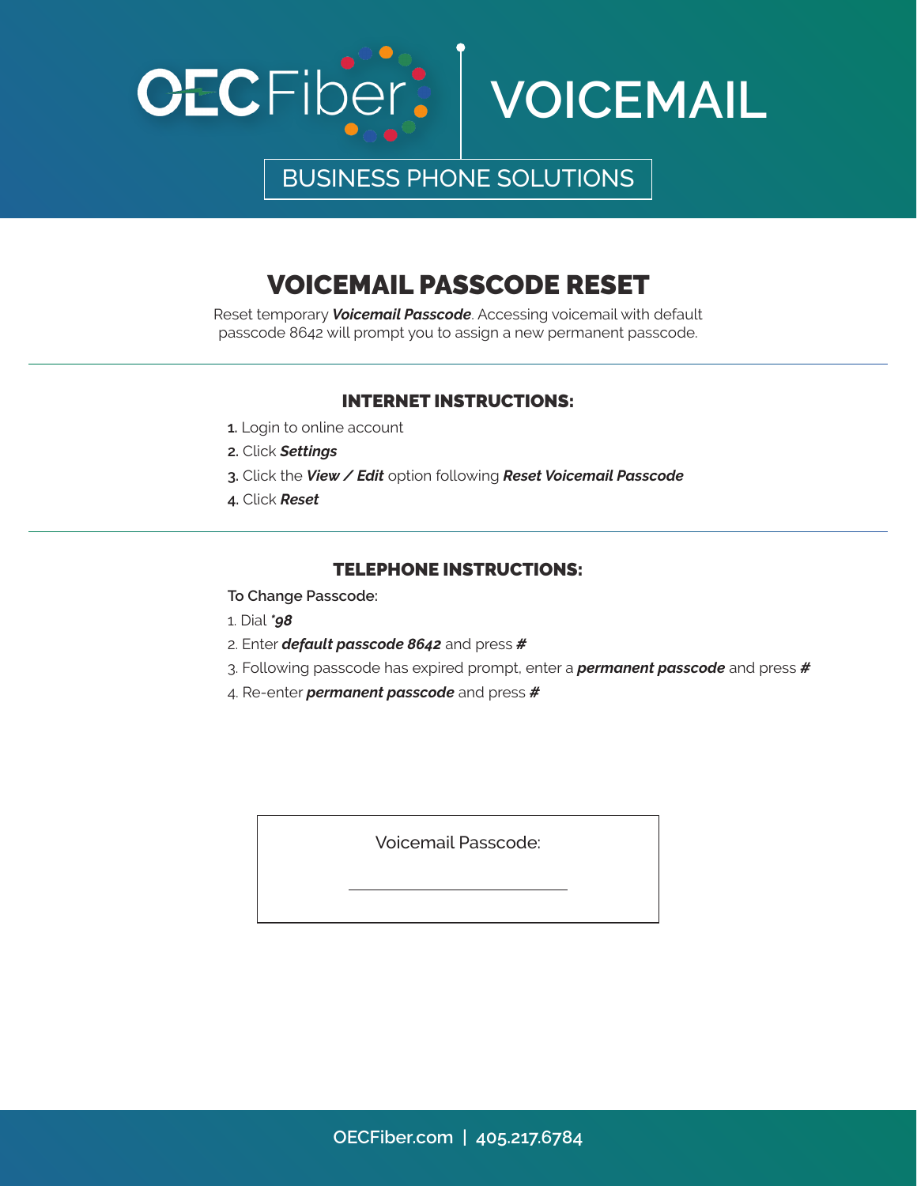# OECFiber VOICEMAIL

BUSINESS PHONE SOLUTIONS

## VOICEMAIL PASSCODE RESET

Reset temporary ***Voicemail Passcode***. Accessing voicemail with default passcode 8642 will prompt you to assign a new permanent passcode.

---

### INTERNET INSTRUCTIONS:

1. Login to online account
2. Click ***Settings***
3. Click the ***View / Edit*** option following ***Reset Voicemail Passcode***
4. Click ***Reset***

---

### TELEPHONE INSTRUCTIONS:

To Change Passcode:

1. Dial ***98***
2. Enter ***default passcode 8642*** and press ***#***
3. Following passcode has expired prompt, enter a ***permanent passcode*** and press ***#***
4. Re-enter ***permanent passcode*** and press ***#***

Voicemail Passcode:

______________________

OECFiber.com | 405.217.6784